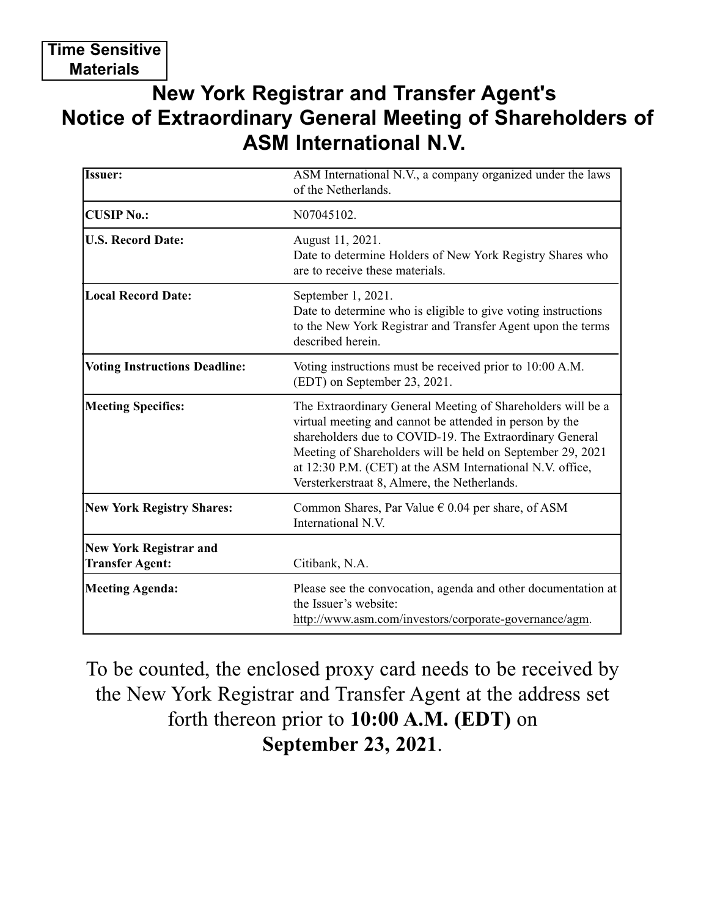**Time Sensitive Materials**

# New York Registrar and Transfer Agent's Notice of Extraordinary General Meeting of Shareholders of ASM International N.V.

| | |
|---|---|
| **Issuer:** | ASM International N.V., a company organized under the laws of the Netherlands. |
| **CUSIP No.:** | N07045102. |
| **U.S. Record Date:** | August 11, 2021.<br>Date to determine Holders of New York Registry Shares who are to receive these materials. |
| **Local Record Date:** | September 1, 2021.<br>Date to determine who is eligible to give voting instructions to the New York Registrar and Transfer Agent upon the terms described herein. |
| **Voting Instructions Deadline:** | Voting instructions must be received prior to 10:00 A.M. (EDT) on September 23, 2021. |
| **Meeting Specifics:** | The Extraordinary General Meeting of Shareholders will be a virtual meeting and cannot be attended in person by the shareholders due to COVID-19. The Extraordinary General Meeting of Shareholders will be held on September 29, 2021 at 12:30 P.M. (CET) at the ASM International N.V. office, Versterkerstraat 8, Almere, the Netherlands. |
| **New York Registry Shares:** | Common Shares, Par Value € 0.04 per share, of ASM International N.V. |
| **New York Registrar and Transfer Agent:** | Citibank, N.A. |
| **Meeting Agenda:** | Please see the convocation, agenda and other documentation at the Issuer's website: http://www.asm.com/investors/corporate-governance/agm. |

To be counted, the enclosed proxy card needs to be received by the New York Registrar and Transfer Agent at the address set forth thereon prior to **10:00 A.M. (EDT)** on **September 23, 2021**.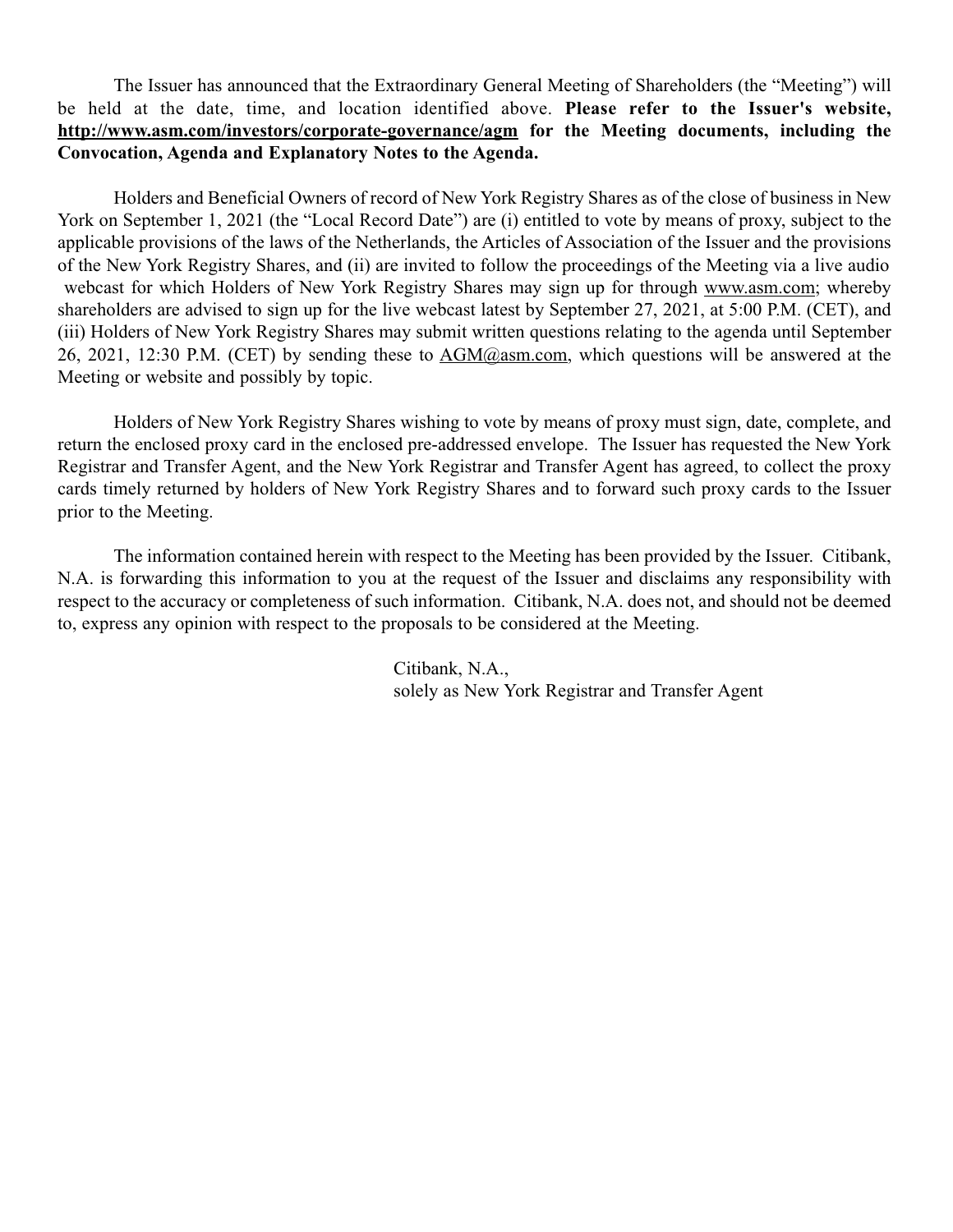The Issuer has announced that the Extraordinary General Meeting of Shareholders (the "Meeting") will be held at the date, time, and location identified above. **Please refer to the Issuer's website, http://www.asm.com/investors/corporate-governance/agm for the Meeting documents, including the Convocation, Agenda and Explanatory Notes to the Agenda.**

Holders and Beneficial Owners of record of New York Registry Shares as of the close of business in New York on September 1, 2021 (the "Local Record Date") are (i) entitled to vote by means of proxy, subject to the applicable provisions of the laws of the Netherlands, the Articles of Association of the Issuer and the provisions of the New York Registry Shares, and (ii) are invited to follow the proceedings of the Meeting via a live audio webcast for which Holders of New York Registry Shares may sign up for through www.asm.com; whereby shareholders are advised to sign up for the live webcast latest by September 27, 2021, at 5:00 P.M. (CET), and (iii) Holders of New York Registry Shares may submit written questions relating to the agenda until September 26, 2021, 12:30 P.M. (CET) by sending these to AGM@asm.com, which questions will be answered at the Meeting or website and possibly by topic.

Holders of New York Registry Shares wishing to vote by means of proxy must sign, date, complete, and return the enclosed proxy card in the enclosed pre-addressed envelope. The Issuer has requested the New York Registrar and Transfer Agent, and the New York Registrar and Transfer Agent has agreed, to collect the proxy cards timely returned by holders of New York Registry Shares and to forward such proxy cards to the Issuer prior to the Meeting.

The information contained herein with respect to the Meeting has been provided by the Issuer. Citibank, N.A. is forwarding this information to you at the request of the Issuer and disclaims any responsibility with respect to the accuracy or completeness of such information. Citibank, N.A. does not, and should not be deemed to, express any opinion with respect to the proposals to be considered at the Meeting.

Citibank, N.A.,
solely as New York Registrar and Transfer Agent